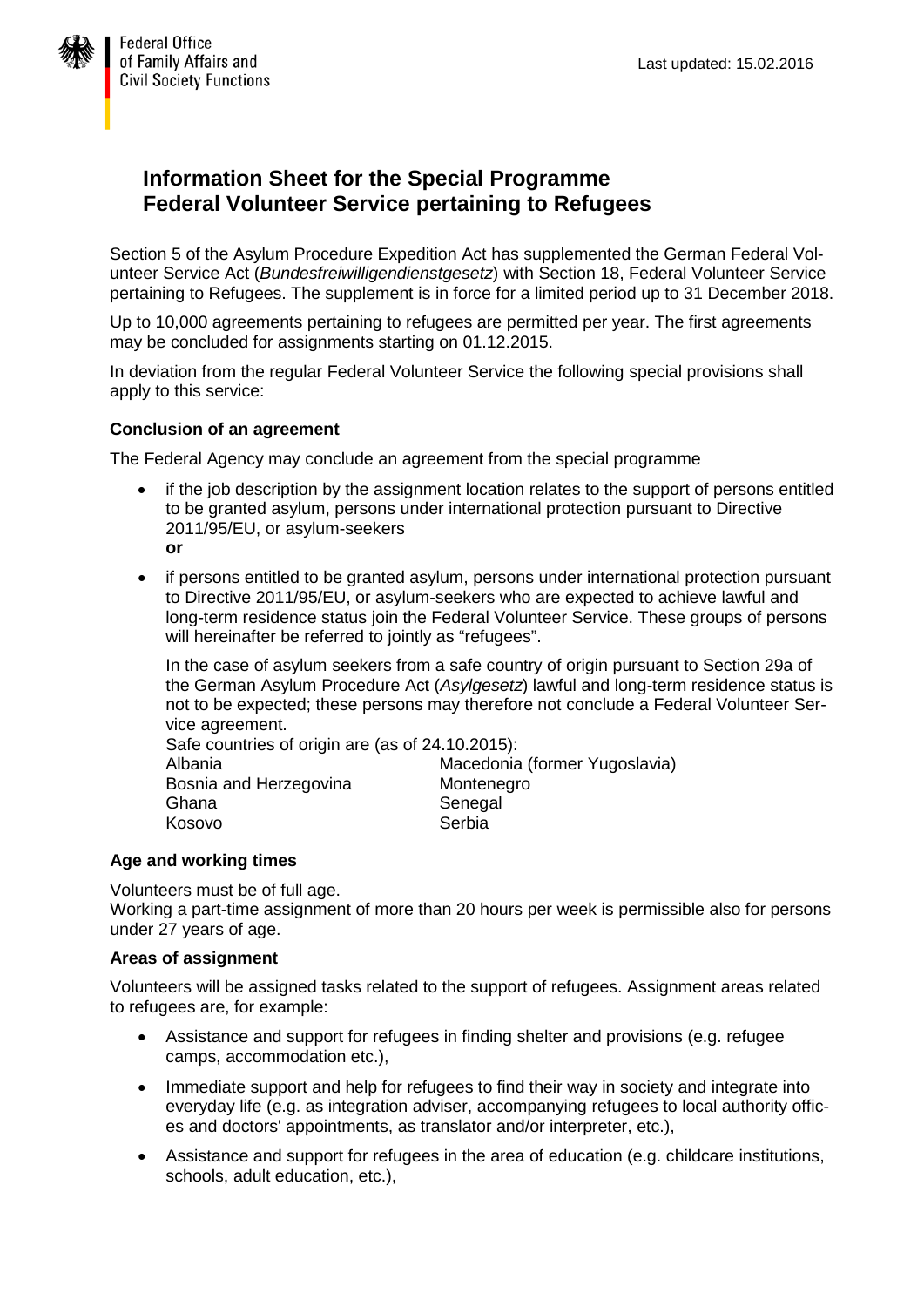Federal Office
of Family Affairs and
Civil Society Functions

Last updated: 15.02.2016

# Information Sheet for the Special Programme Federal Volunteer Service pertaining to Refugees

Section 5 of the Asylum Procedure Expedition Act has supplemented the German Federal Volunteer Service Act (*Bundesfreiwilligendienstgesetz*) with Section 18, Federal Volunteer Service pertaining to Refugees. The supplement is in force for a limited period up to 31 December 2018.

Up to 10,000 agreements pertaining to refugees are permitted per year. The first agreements may be concluded for assignments starting on 01.12.2015.

In deviation from the regular Federal Volunteer Service the following special provisions shall apply to this service:

### Conclusion of an agreement

The Federal Agency may conclude an agreement from the special programme

- if the job description by the assignment location relates to the support of persons entitled to be granted asylum, persons under international protection pursuant to Directive 2011/95/EU, or asylum-seekers
  **or**
- if persons entitled to be granted asylum, persons under international protection pursuant to Directive 2011/95/EU, or asylum-seekers who are expected to achieve lawful and long-term residence status join the Federal Volunteer Service. These groups of persons will hereinafter be referred to jointly as "refugees".

  In the case of asylum seekers from a safe country of origin pursuant to Section 29a of the German Asylum Procedure Act (*Asylgesetz*) lawful and long-term residence status is not to be expected; these persons may therefore not conclude a Federal Volunteer Service agreement.

  Safe countries of origin are (as of 24.10.2015):

  | | |
  |---|---|
  | Albania | Macedonia (former Yugoslavia) |
  | Bosnia and Herzegovina | Montenegro |
  | Ghana | Senegal |
  | Kosovo | Serbia |

### Age and working times

Volunteers must be of full age.
Working a part-time assignment of more than 20 hours per week is permissible also for persons under 27 years of age.

### Areas of assignment

Volunteers will be assigned tasks related to the support of refugees. Assignment areas related to refugees are, for example:

- Assistance and support for refugees in finding shelter and provisions (e.g. refugee camps, accommodation etc.),
- Immediate support and help for refugees to find their way in society and integrate into everyday life (e.g. as integration adviser, accompanying refugees to local authority offices and doctors' appointments, as translator and/or interpreter, etc.),
- Assistance and support for refugees in the area of education (e.g. childcare institutions, schools, adult education, etc.),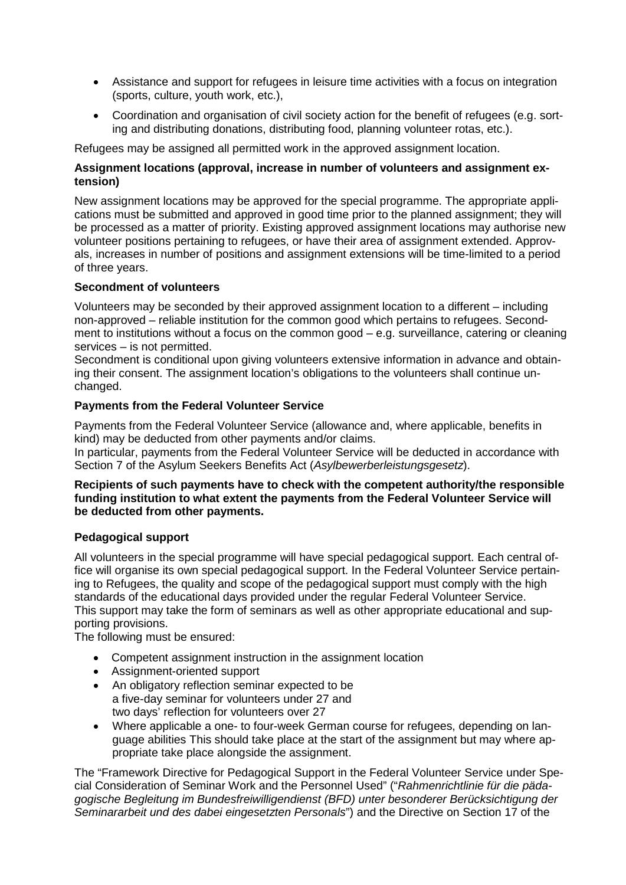- Assistance and support for refugees in leisure time activities with a focus on integration (sports, culture, youth work, etc.),
- Coordination and organisation of civil society action for the benefit of refugees (e.g. sorting and distributing donations, distributing food, planning volunteer rotas, etc.).

Refugees may be assigned all permitted work in the approved assignment location.

**Assignment locations (approval, increase in number of volunteers and assignment extension)**

New assignment locations may be approved for the special programme. The appropriate applications must be submitted and approved in good time prior to the planned assignment; they will be processed as a matter of priority. Existing approved assignment locations may authorise new volunteer positions pertaining to refugees, or have their area of assignment extended. Approvals, increases in number of positions and assignment extensions will be time-limited to a period of three years.

**Secondment of volunteers**

Volunteers may be seconded by their approved assignment location to a different – including non-approved – reliable institution for the common good which pertains to refugees. Secondment to institutions without a focus on the common good – e.g. surveillance, catering or cleaning services – is not permitted.
Secondment is conditional upon giving volunteers extensive information in advance and obtaining their consent. The assignment location's obligations to the volunteers shall continue unchanged.

**Payments from the Federal Volunteer Service**

Payments from the Federal Volunteer Service (allowance and, where applicable, benefits in kind) may be deducted from other payments and/or claims.
In particular, payments from the Federal Volunteer Service will be deducted in accordance with Section 7 of the Asylum Seekers Benefits Act (*Asylbewerberleistungsgesetz*).

**Recipients of such payments have to check with the competent authority/the responsible funding institution to what extent the payments from the Federal Volunteer Service will be deducted from other payments.**

**Pedagogical support**

All volunteers in the special programme will have special pedagogical support. Each central office will organise its own special pedagogical support. In the Federal Volunteer Service pertaining to Refugees, the quality and scope of the pedagogical support must comply with the high standards of the educational days provided under the regular Federal Volunteer Service.
This support may take the form of seminars as well as other appropriate educational and supporting provisions.
The following must be ensured:

- Competent assignment instruction in the assignment location
- Assignment-oriented support
- An obligatory reflection seminar expected to be
  a five-day seminar for volunteers under 27 and
  two days' reflection for volunteers over 27
- Where applicable a one- to four-week German course for refugees, depending on language abilities This should take place at the start of the assignment but may where appropriate take place alongside the assignment.

The "Framework Directive for Pedagogical Support in the Federal Volunteer Service under Special Consideration of Seminar Work and the Personnel Used" ("*Rahmenrichtlinie für die pädagogische Begleitung im Bundesfreiwilligendienst (BFD) unter besonderer Berücksichtigung der Seminararbeit und des dabei eingesetzten Personals*") and the Directive on Section 17 of the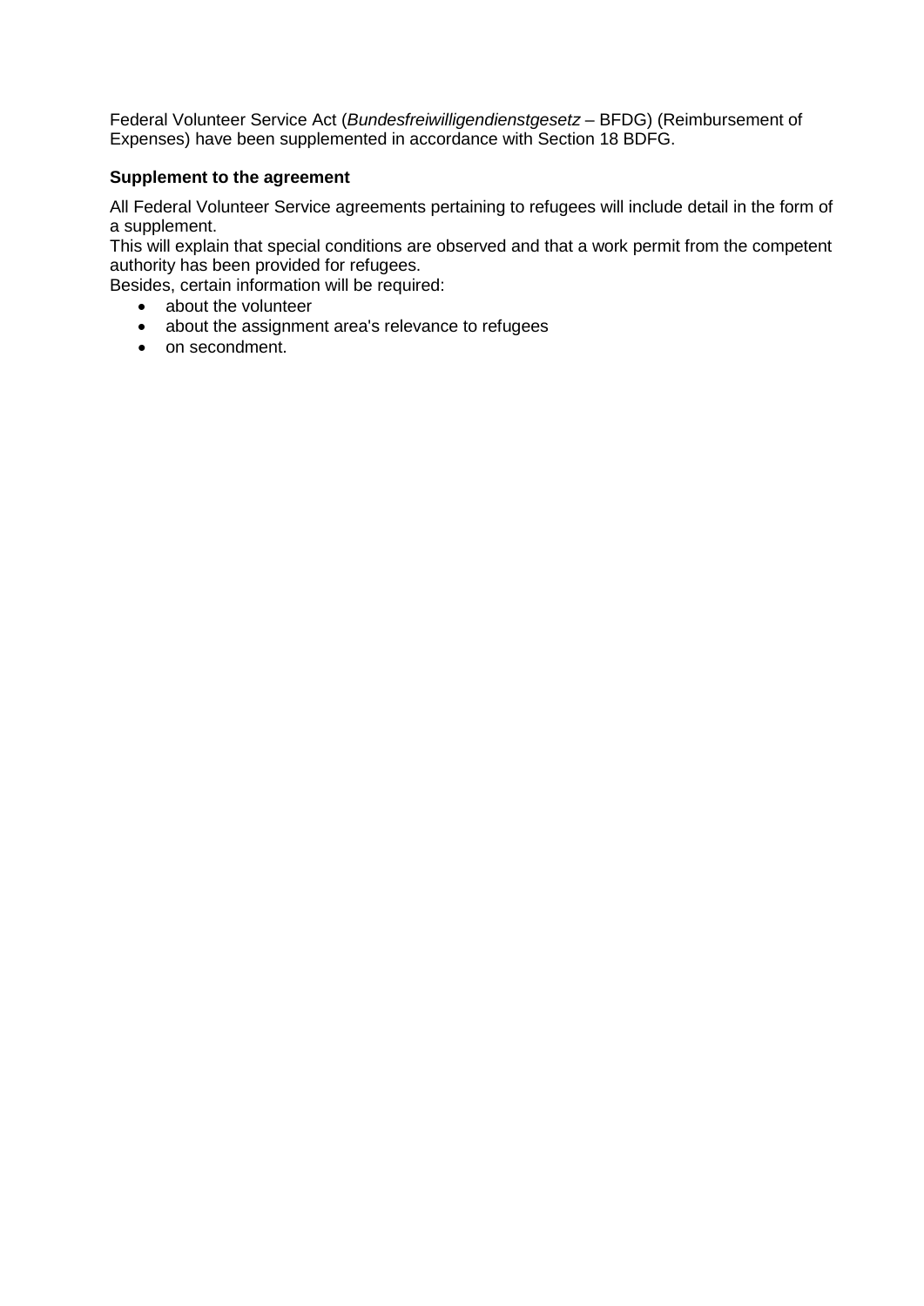Federal Volunteer Service Act (*Bundesfreiwilligendienstgesetz* – BFDG) (Reimbursement of Expenses) have been supplemented in accordance with Section 18 BDFG.

**Supplement to the agreement**

All Federal Volunteer Service agreements pertaining to refugees will include detail in the form of a supplement.
This will explain that special conditions are observed and that a work permit from the competent authority has been provided for refugees.
Besides, certain information will be required:

- about the volunteer
- about the assignment area's relevance to refugees
- on secondment.